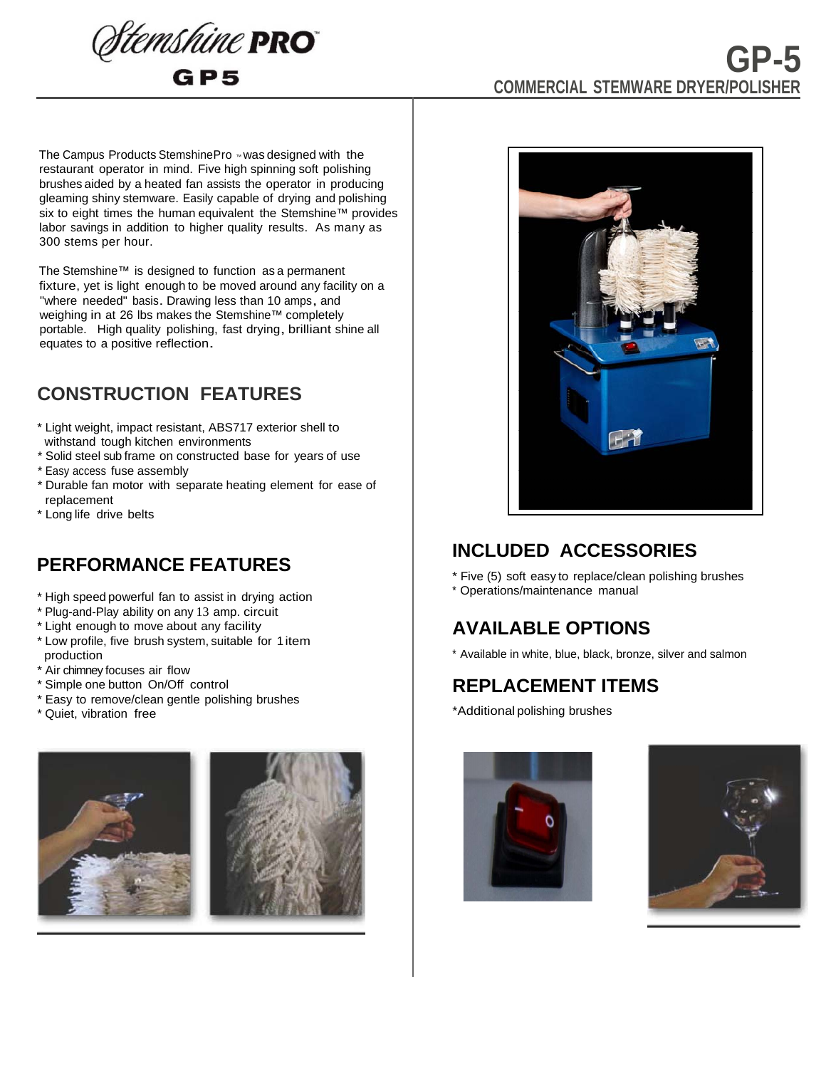# Stemshine PRO GP5

## GP-5
### COMMERCIAL STEMWARE DRYER/POLISHER

The Campus Products StemshinePro ™ was designed with the restaurant operator in mind. Five high spinning soft polishing brushes aided by a heated fan assists the operator in producing gleaming shiny stemware. Easily capable of drying and polishing six to eight times the human equivalent the Stemshine™ provides labor savings in addition to higher quality results. As many as 300 stems per hour.

The Stemshine™ is designed to function as a permanent fixture, yet is light enough to be moved around any facility on a "where needed" basis. Drawing less than 10 amps, and weighing in at 26 lbs makes the Stemshine™ completely portable. High quality polishing, fast drying, brilliant shine all equates to a positive reflection.

## CONSTRUCTION FEATURES

* Light weight, impact resistant, ABS717 exterior shell to withstand tough kitchen environments
* Solid steel sub frame on constructed base for years of use
* Easy access fuse assembly
* Durable fan motor with separate heating element for ease of replacement
* Long life drive belts

## PERFORMANCE FEATURES

* High speed powerful fan to assist in drying action
* Plug-and-Play ability on any 13 amp. circuit
* Light enough to move about any facility
* Low profile, five brush system, suitable for 1 item production
* Air chimney focuses air flow
* Simple one button On/Off control
* Easy to remove/clean gentle polishing brushes
* Quiet, vibration free

## INCLUDED ACCESSORIES

* Five (5) soft easy to replace/clean polishing brushes
* Operations/maintenance manual

## AVAILABLE OPTIONS

* Available in white, blue, black, bronze, silver and salmon

## REPLACEMENT ITEMS

*Additional polishing brushes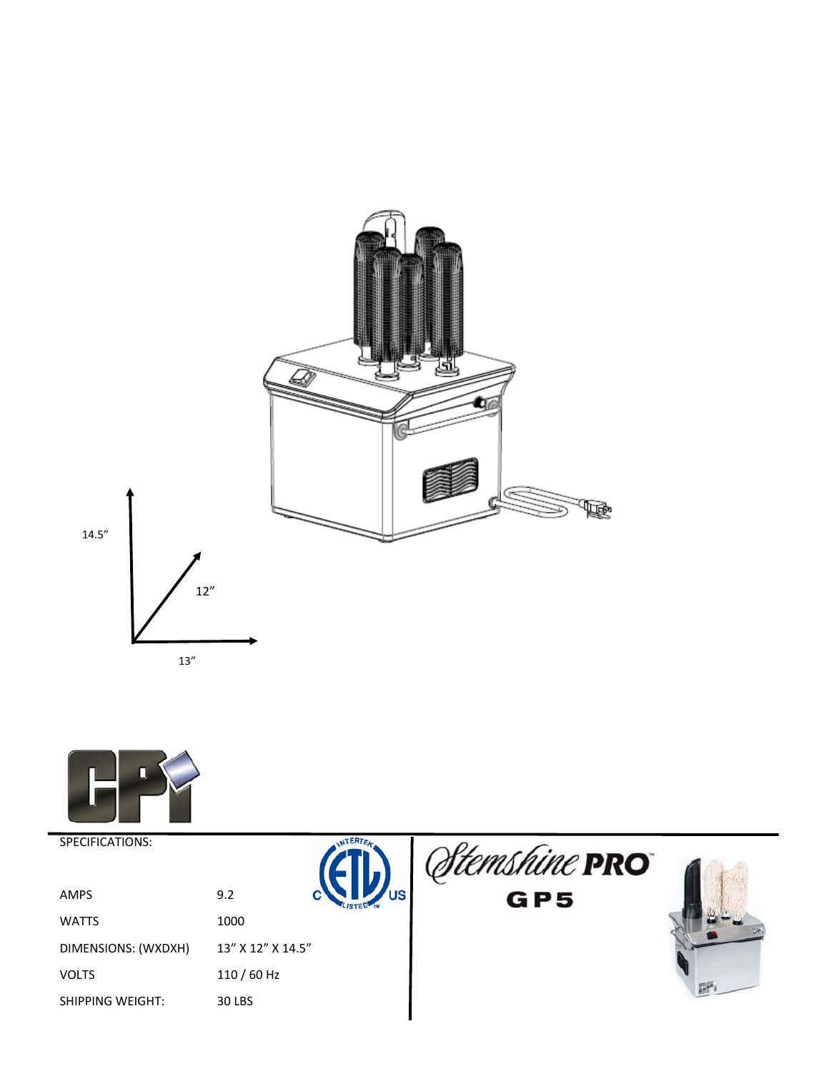14.5”

12”

13”

SPECIFICATIONS:

| | |
|---|---|
| AMPS | 9.2 |
| WATTS | 1000 |
| DIMENSIONS: (WXDXH) | 13” X 12” X 14.5” |
| VOLTS | 110 / 60 Hz |
| SHIPPING WEIGHT: | 30 LBS |

Stemshine PRO™

GP5